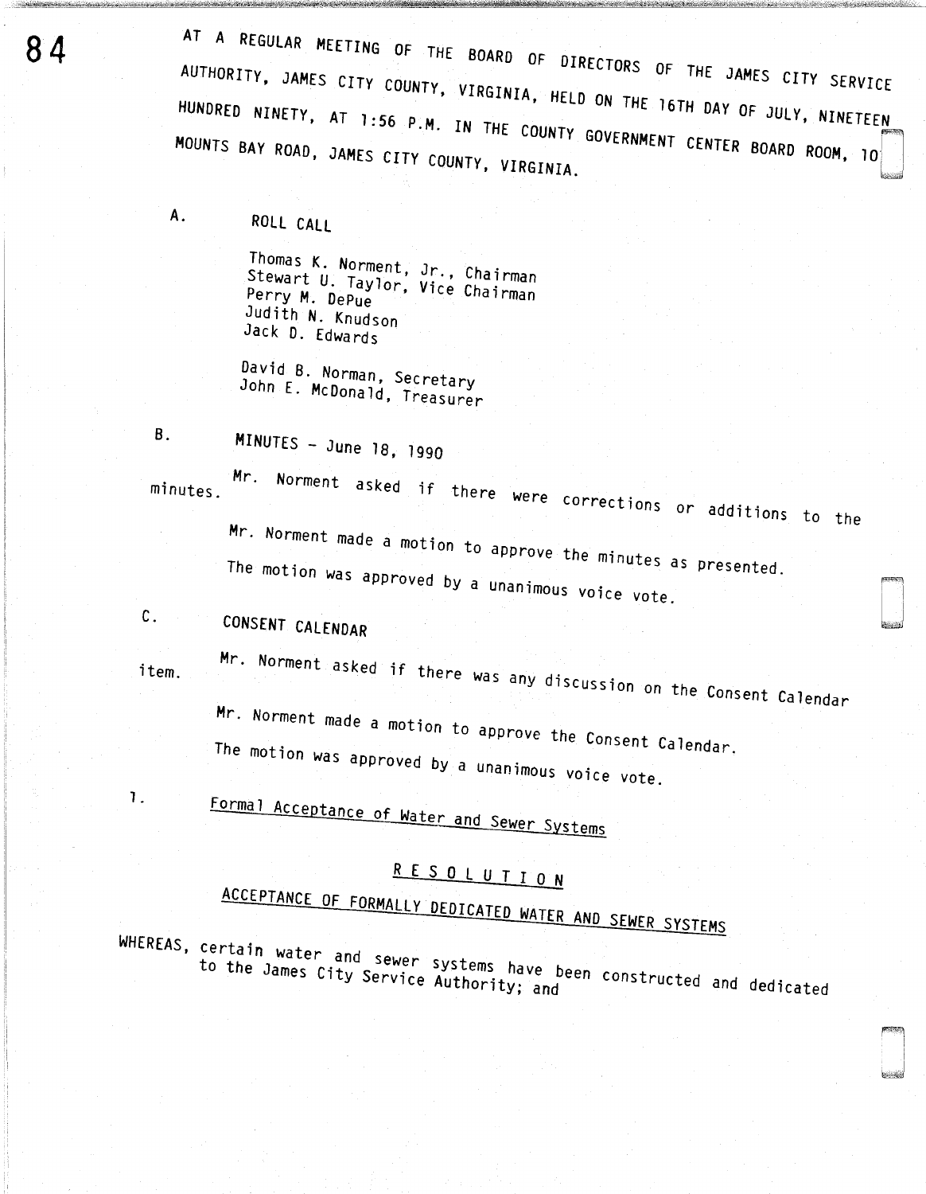AT A REGULAR MEETING OF THE BOARD OF DIRECTORS OF THE JAMES CITY SERVICE AUTHORITY, JAMES CITY COUNTY, VIRGINIA, HELD ON THE 16TH DAY OF JULY, NINETEEN HUNDRED NINETY, AT 1:56 P.M. IN THE COUNTY GOVERNMENT CENTER BOARD ROOM, 10 MOUNTS BAY ROAD, JAMES CITY COUNTY, VIRGINIA.

A. ROLL CALL

Thomas K. Norment, Jr., Chairman
Stewart U. Taylor, Vice Chairman
Perry M. DePue
Judith N. Knudson
Jack D. Edwards

David B. Norman, Secretary
John E. McDonald, Treasurer

B. MINUTES - June 18, 1990

Mr. Norment asked if there were corrections or additions to the minutes.

Mr. Norment made a motion to approve the minutes as presented.

The motion was approved by a unanimous voice vote.

C. CONSENT CALENDAR

Mr. Norment asked if there was any discussion on the Consent Calendar item.

Mr. Norment made a motion to approve the Consent Calendar.

The motion was approved by a unanimous voice vote.

1. Formal Acceptance of Water and Sewer Systems

R E S O L U T I O N

ACCEPTANCE OF FORMALLY DEDICATED WATER AND SEWER SYSTEMS

WHEREAS, certain water and sewer systems have been constructed and dedicated to the James City Service Authority; and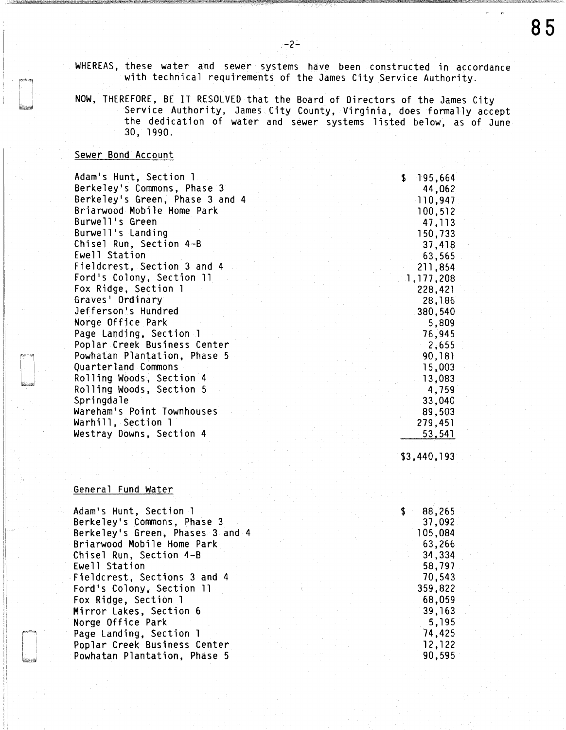WHEREAS, these water and sewer systems have been constructed in accordance with technical requirements of the James City Service Authority.

NOW, THEREFORE, BE IT RESOLVED that the Board of Directors of the James City Service Authority, James City County, Virginia, does formally accept the dedication of water and sewer systems listed below, as of June 30, 1990.

Sewer Bond Account

| | |
|---|---|
| Adam's Hunt, Section 1 | $ 195,664 |
| Berkeley's Commons, Phase 3 | 44,062 |
| Berkeley's Green, Phase 3 and 4 | 110,947 |
| Briarwood Mobile Home Park | 100,512 |
| Burwell's Green | 47,113 |
| Burwell's Landing | 150,733 |
| Chisel Run, Section 4-B | 37,418 |
| Ewell Station | 63,565 |
| Fieldcrest, Section 3 and 4 | 211,854 |
| Ford's Colony, Section 11 | 1,177,208 |
| Fox Ridge, Section 1 | 228,421 |
| Graves' Ordinary | 28,186 |
| Jefferson's Hundred | 380,540 |
| Norge Office Park | 5,809 |
| Page Landing, Section 1 | 76,945 |
| Poplar Creek Business Center | 2,655 |
| Powhatan Plantation, Phase 5 | 90,181 |
| Quarterland Commons | 15,003 |
| Rolling Woods, Section 4 | 13,083 |
| Rolling Woods, Section 5 | 4,759 |
| Springdale | 33,040 |
| Wareham's Point Townhouses | 89,503 |
| Warhill, Section 1 | 279,451 |
| Westray Downs, Section 4 | 53,541 |
| | $3,440,193 |

General Fund Water

| | |
|---|---|
| Adam's Hunt, Section 1 | $ 88,265 |
| Berkeley's Commons, Phase 3 | 37,092 |
| Berkeley's Green, Phases 3 and 4 | 105,084 |
| Briarwood Mobile Home Park | 63,266 |
| Chisel Run, Section 4-B | 34,334 |
| Ewell Station | 58,797 |
| Fieldcrest, Sections 3 and 4 | 70,543 |
| Ford's Colony, Section 11 | 359,822 |
| Fox Ridge, Section 1 | 68,059 |
| Mirror Lakes, Section 6 | 39,163 |
| Norge Office Park | 5,195 |
| Page Landing, Section 1 | 74,425 |
| Poplar Creek Business Center | 12,122 |
| Powhatan Plantation, Phase 5 | 90,595 |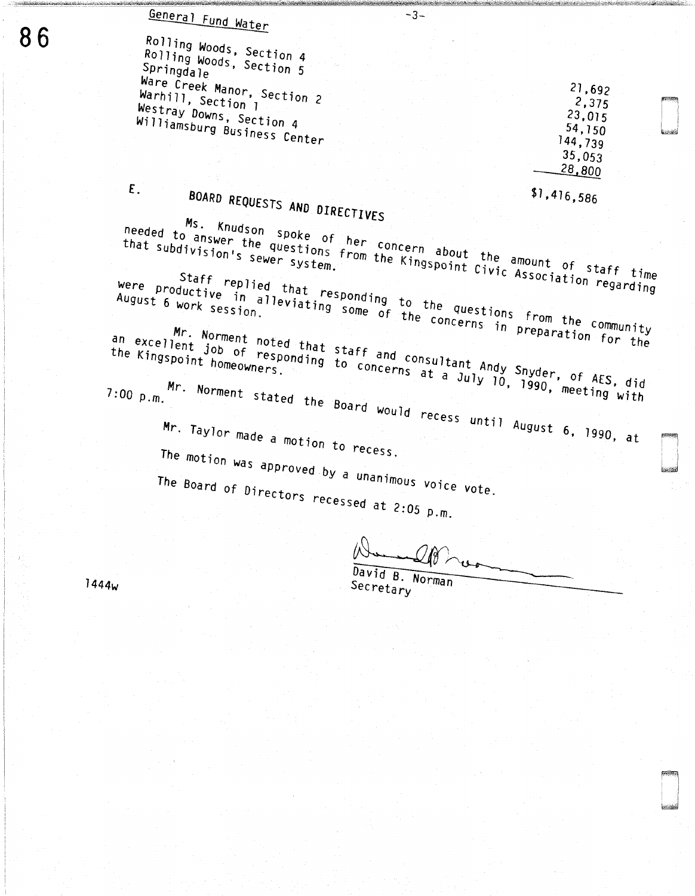General Fund Water

| | |
|---|---|
| Rolling Woods, Section 4 | 21,692 |
| Rolling Woods, Section 5 | 2,375 |
| Springdale | 23,015 |
| Ware Creek Manor, Section 2 | 54,150 |
| Warhill, Section 1 | 144,739 |
| Westray Downs, Section 4 | 35,053 |
| Williamsburg Business Center | 28,800 |
| | $1,416,586 |

E. BOARD REQUESTS AND DIRECTIVES

Ms. Knudson spoke of her concern about the amount of staff time needed to answer the questions from the Kingspoint Civic Association regarding that subdivision's sewer system.

Staff replied that responding to the questions from the community were productive in alleviating some of the concerns in preparation for the August 6 work session.

Mr. Norment noted that staff and consultant Andy Snyder, of AES, did an excellent job of responding to concerns at a July 10, 1990, meeting with the Kingspoint homeowners.

Mr. Norment stated the Board would recess until August 6, 1990, at 7:00 p.m.

Mr. Taylor made a motion to recess.

The motion was approved by a unanimous voice vote.

The Board of Directors recessed at 2:05 p.m.

David B. Norman
Secretary

1444w